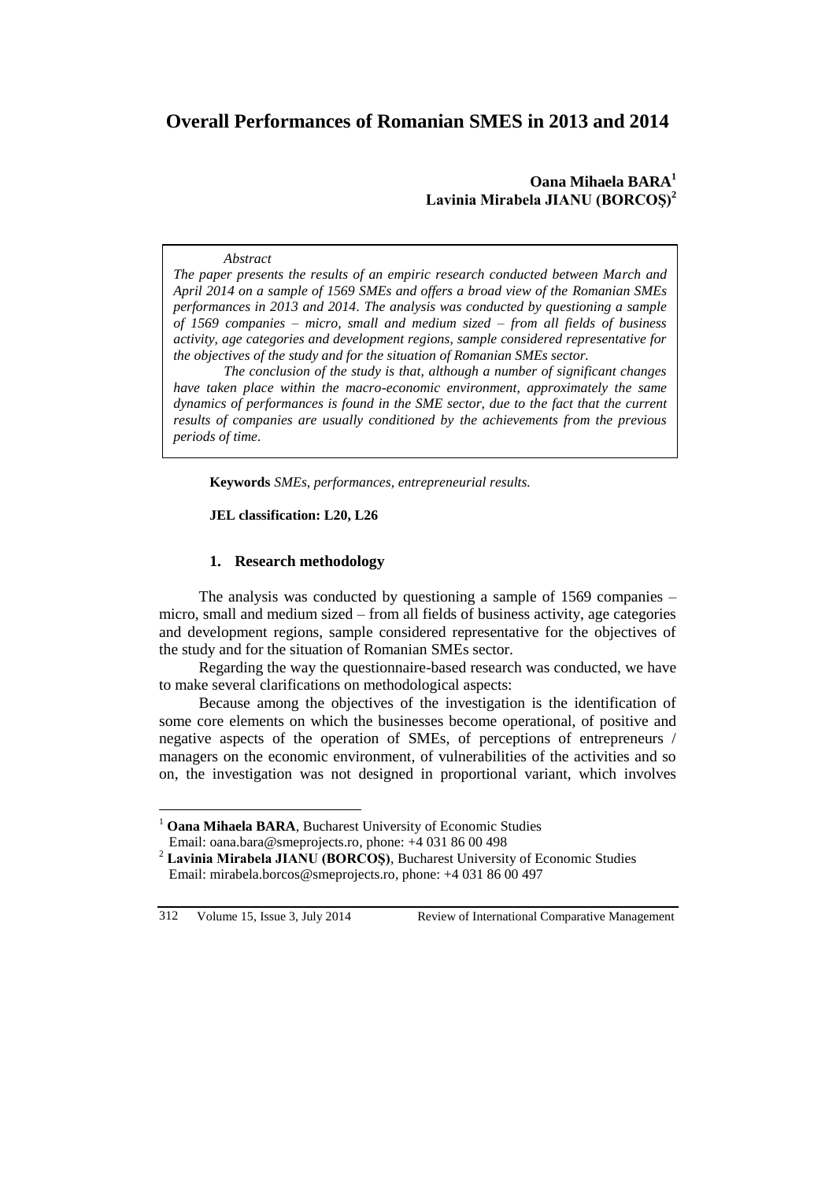# Overall Performances of Romanian SMES in 2013 and 2014

**Oana Mihaela BARA**[1]
**Lavinia Mirabela JIANU (BORCOȘ)**[2]

*Abstract*

*The paper presents the results of an empiric research conducted between March and April 2014 on a sample of 1569 SMEs and offers a broad view of the Romanian SMEs performances in 2013 and 2014. The analysis was conducted by questioning a sample of 1569 companies – micro, small and medium sized – from all fields of business activity, age categories and development regions, sample considered representative for the objectives of the study and for the situation of Romanian SMEs sector.*

*The conclusion of the study is that, although a number of significant changes have taken place within the macro-economic environment, approximately the same dynamics of performances is found in the SME sector, due to the fact that the current results of companies are usually conditioned by the achievements from the previous periods of time.*

**Keywords** *SMEs, performances, entrepreneurial results.*

**JEL classification: L20, L26**

## 1. Research methodology

The analysis was conducted by questioning a sample of 1569 companies – micro, small and medium sized – from all fields of business activity, age categories and development regions, sample considered representative for the objectives of the study and for the situation of Romanian SMEs sector.

Regarding the way the questionnaire-based research was conducted, we have to make several clarifications on methodological aspects:

Because among the objectives of the investigation is the identification of some core elements on which the businesses become operational, of positive and negative aspects of the operation of SMEs, of perceptions of entrepreneurs / managers on the economic environment, of vulnerabilities of the activities and so on, the investigation was not designed in proportional variant, which involves

---

[1] **Oana Mihaela BARA**, Bucharest University of Economic Studies
Email: oana.bara@smeprojects.ro, phone: +4 031 86 00 498

[2] **Lavinia Mirabela JIANU (BORCOȘ)**, Bucharest University of Economic Studies
Email: mirabela.borcos@smeprojects.ro, phone: +4 031 86 00 497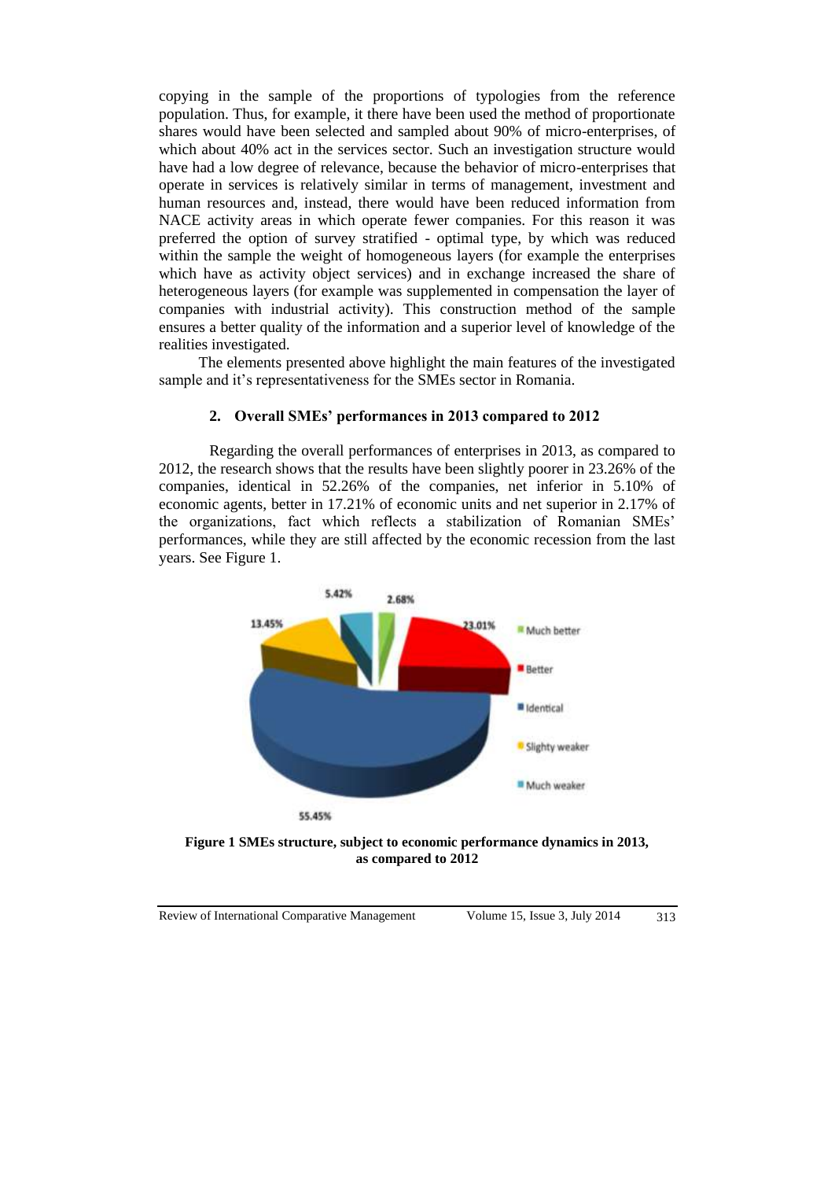copying in the sample of the proportions of typologies from the reference population. Thus, for example, it there have been used the method of proportionate shares would have been selected and sampled about 90% of micro-enterprises, of which about 40% act in the services sector. Such an investigation structure would have had a low degree of relevance, because the behavior of micro-enterprises that operate in services is relatively similar in terms of management, investment and human resources and, instead, there would have been reduced information from NACE activity areas in which operate fewer companies. For this reason it was preferred the option of survey stratified - optimal type, by which was reduced within the sample the weight of homogeneous layers (for example the enterprises which have as activity object services) and in exchange increased the share of heterogeneous layers (for example was supplemented in compensation the layer of companies with industrial activity). This construction method of the sample ensures a better quality of the information and a superior level of knowledge of the realities investigated.

The elements presented above highlight the main features of the investigated sample and it's representativeness for the SMEs sector in Romania.

## 2. Overall SMEs' performances in 2013 compared to 2012

Regarding the overall performances of enterprises in 2013, as compared to 2012, the research shows that the results have been slightly poorer in 23.26% of the companies, identical in 52.26% of the companies, net inferior in 5.10% of economic agents, better in 17.21% of economic units and net superior in 2.17% of the organizations, fact which reflects a stabilization of Romanian SMEs' performances, while they are still affected by the economic recession from the last years. See Figure 1.

5.42%
2.68%
13.45%
23.01%
55.45%
Much better
Better
Identical
Slighty weaker
Much weaker

**Figure 1 SMEs structure, subject to economic performance dynamics in 2013, as compared to 2012**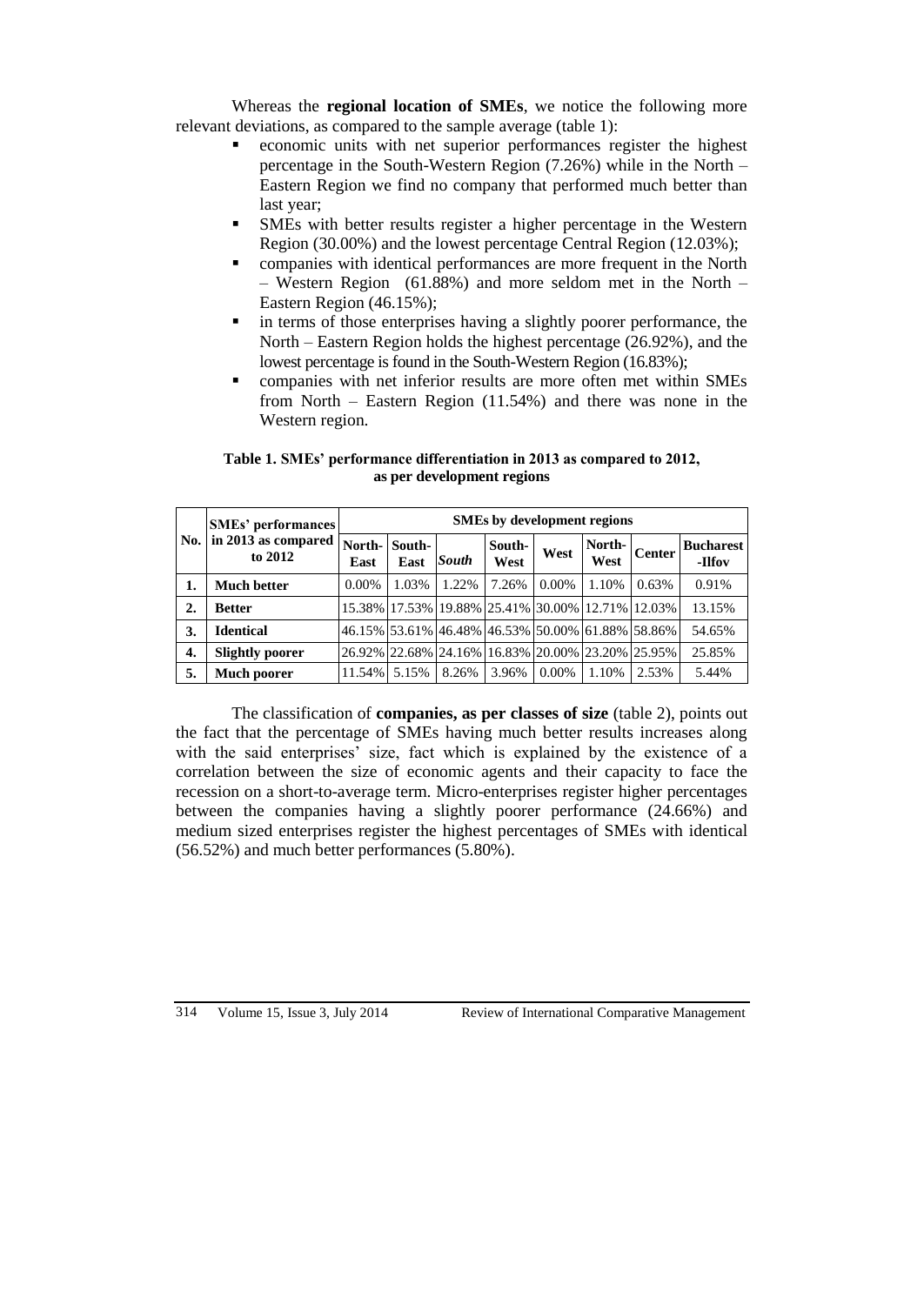Whereas the **regional location of SMEs**, we notice the following more relevant deviations, as compared to the sample average (table 1):

- economic units with net superior performances register the highest percentage in the South-Western Region (7.26%) while in the North – Eastern Region we find no company that performed much better than last year;
- SMEs with better results register a higher percentage in the Western Region (30.00%) and the lowest percentage Central Region (12.03%);
- companies with identical performances are more frequent in the North – Western Region (61.88%) and more seldom met in the North – Eastern Region (46.15%);
- in terms of those enterprises having a slightly poorer performance, the North – Eastern Region holds the highest percentage (26.92%), and the lowest percentage is found in the South-Western Region (16.83%);
- companies with net inferior results are more often met within SMEs from North – Eastern Region (11.54%) and there was none in the Western region.

**Table 1. SMEs' performance differentiation in 2013 as compared to 2012, as per development regions**

| No. | SMEs' performances in 2013 as compared to 2012 | SMEs by development regions | | | | | | | |
|---|---|---|---|---|---|---|---|---|---|
| | | North-East | South-East | *South* | South-West | West | North-West | Center | Bucharest -Ilfov |
| **1.** | **Much better** | 0.00% | 1.03% | 1.22% | 7.26% | 0.00% | 1.10% | 0.63% | 0.91% |
| **2.** | **Better** | 15.38% | 17.53% | 19.88% | 25.41% | 30.00% | 12.71% | 12.03% | 13.15% |
| **3.** | **Identical** | 46.15% | 53.61% | 46.48% | 46.53% | 50.00% | 61.88% | 58.86% | 54.65% |
| **4.** | **Slightly poorer** | 26.92% | 22.68% | 24.16% | 16.83% | 20.00% | 23.20% | 25.95% | 25.85% |
| **5.** | **Much poorer** | 11.54% | 5.15% | 8.26% | 3.96% | 0.00% | 1.10% | 2.53% | 5.44% |

The classification of **companies, as per classes of size** (table 2), points out the fact that the percentage of SMEs having much better results increases along with the said enterprises' size, fact which is explained by the existence of a correlation between the size of economic agents and their capacity to face the recession on a short-to-average term. Micro-enterprises register higher percentages between the companies having a slightly poorer performance (24.66%) and medium sized enterprises register the highest percentages of SMEs with identical (56.52%) and much better performances (5.80%).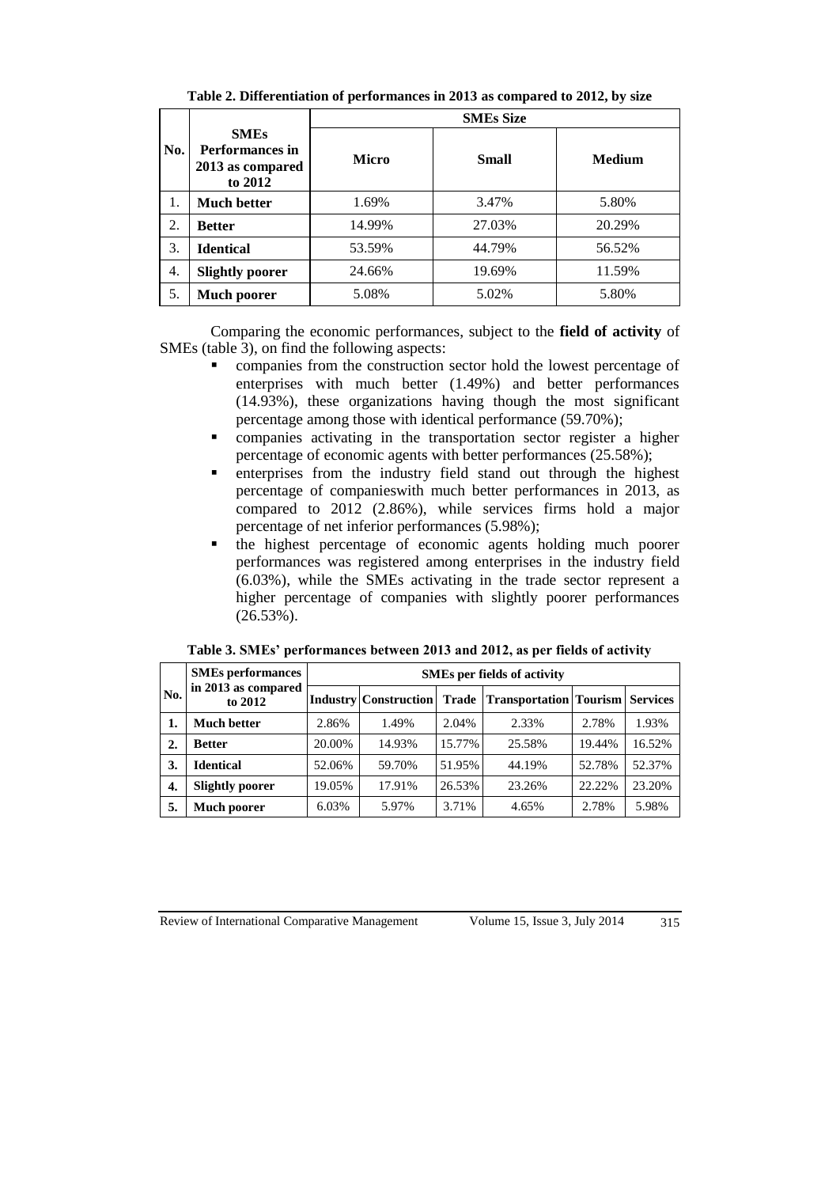**Table 2. Differentiation of performances in 2013 as compared to 2012, by size**

| No. | SMEs Performances in 2013 as compared to 2012 | SMEs Size | | |
|---|---|---|---|---|
| | | Micro | Small | Medium |
| 1. | **Much better** | 1.69% | 3.47% | 5.80% |
| 2. | **Better** | 14.99% | 27.03% | 20.29% |
| 3. | **Identical** | 53.59% | 44.79% | 56.52% |
| 4. | **Slightly poorer** | 24.66% | 19.69% | 11.59% |
| 5. | **Much poorer** | 5.08% | 5.02% | 5.80% |

Comparing the economic performances, subject to the **field of activity** of SMEs (table 3), on find the following aspects:

- companies from the construction sector hold the lowest percentage of enterprises with much better (1.49%) and better performances (14.93%), these organizations having though the most significant percentage among those with identical performance (59.70%);
- companies activating in the transportation sector register a higher percentage of economic agents with better performances (25.58%);
- enterprises from the industry field stand out through the highest percentage of companieswith much better performances in 2013, as compared to 2012 (2.86%), while services firms hold a major percentage of net inferior performances (5.98%);
- the highest percentage of economic agents holding much poorer performances was registered among enterprises in the industry field (6.03%), while the SMEs activating in the trade sector represent a higher percentage of companies with slightly poorer performances (26.53%).

**Table 3. SMEs' performances between 2013 and 2012, as per fields of activity**

| No. | SMEs performances in 2013 as compared to 2012 | SMEs per fields of activity | | | | | |
|---|---|---|---|---|---|---|---|
| | | Industry | Construction | Trade | Transportation | Tourism | Services |
| **1.** | **Much better** | 2.86% | 1.49% | 2.04% | 2.33% | 2.78% | 1.93% |
| **2.** | **Better** | 20.00% | 14.93% | 15.77% | 25.58% | 19.44% | 16.52% |
| **3.** | **Identical** | 52.06% | 59.70% | 51.95% | 44.19% | 52.78% | 52.37% |
| **4.** | **Slightly poorer** | 19.05% | 17.91% | 26.53% | 23.26% | 22.22% | 23.20% |
| **5.** | **Much poorer** | 6.03% | 5.97% | 3.71% | 4.65% | 2.78% | 5.98% |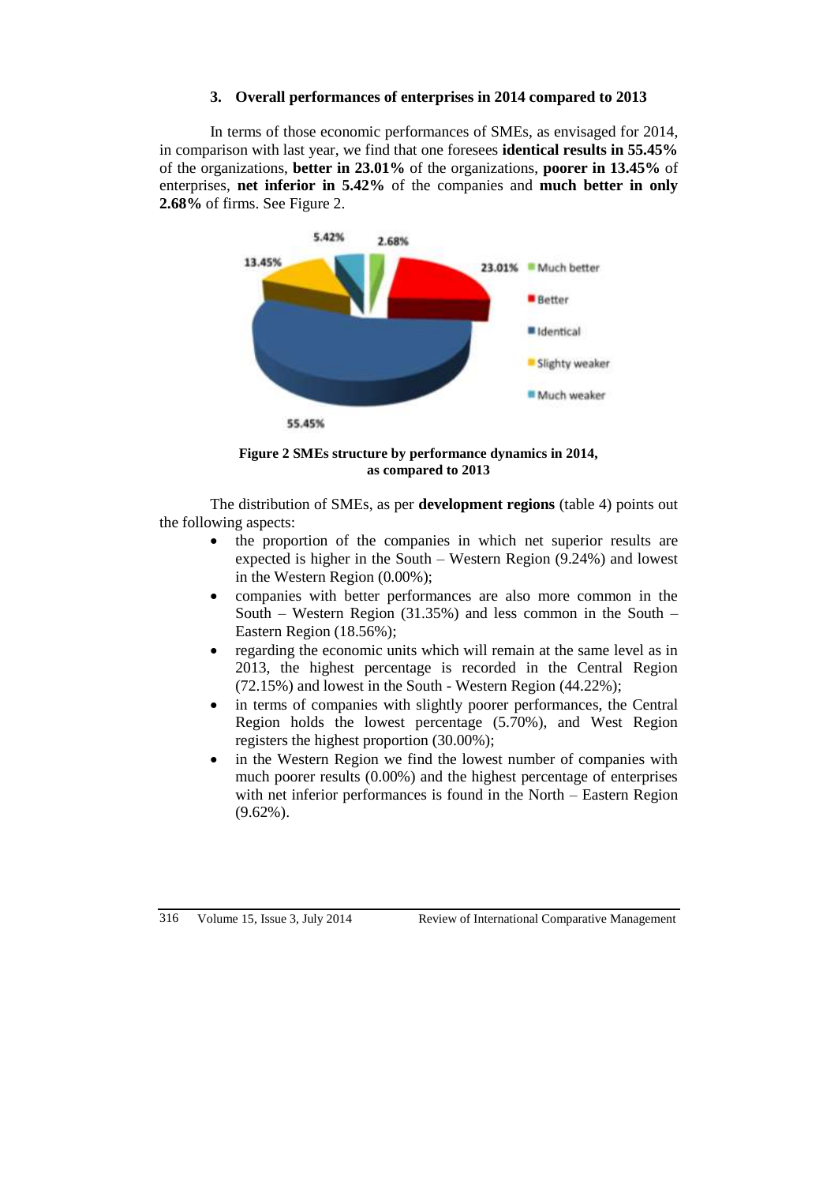### 3. Overall performances of enterprises in 2014 compared to 2013

In terms of those economic performances of SMEs, as envisaged for 2014, in comparison with last year, we find that one foresees **identical results in 55.45%** of the organizations, **better in 23.01%** of the organizations, **poorer in 13.45%** of enterprises, **net inferior in 5.42%** of the companies and **much better in only 2.68%** of firms. See Figure 2.

5.42%
2.68%
13.45%
23.01%
55.45%

Much better
Better
Identical
Slighty weaker
Much weaker

**Figure 2 SMEs structure by performance dynamics in 2014, as compared to 2013**

The distribution of SMEs, as per **development regions** (table 4) points out the following aspects:

- the proportion of the companies in which net superior results are expected is higher in the South – Western Region (9.24%) and lowest in the Western Region (0.00%);
- companies with better performances are also more common in the South – Western Region (31.35%) and less common in the South – Eastern Region (18.56%);
- regarding the economic units which will remain at the same level as in 2013, the highest percentage is recorded in the Central Region (72.15%) and lowest in the South - Western Region (44.22%);
- in terms of companies with slightly poorer performances, the Central Region holds the lowest percentage (5.70%), and West Region registers the highest proportion (30.00%);
- in the Western Region we find the lowest number of companies with much poorer results (0.00%) and the highest percentage of enterprises with net inferior performances is found in the North – Eastern Region (9.62%).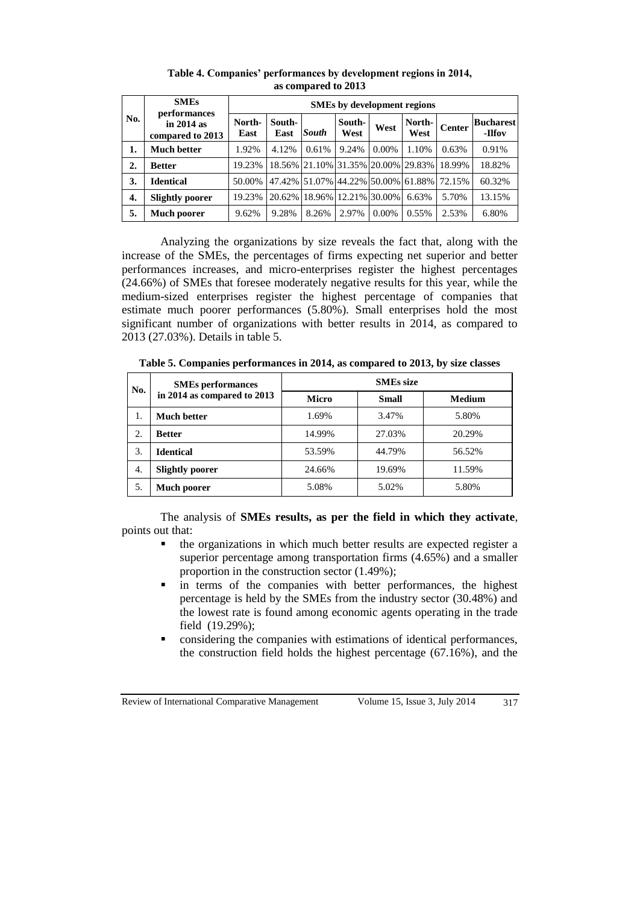**Table 4. Companies' performances by development regions in 2014, as compared to 2013**

| No. | SMEs performances in 2014 as compared to 2013 | SMEs by development regions | | | | | | | |
|---|---|---|---|---|---|---|---|---|---|
| | | North-East | South-East | *South* | South-West | West | North-West | Center | Bucharest-Ilfov |
| **1.** | **Much better** | 1.92% | 4.12% | 0.61% | 9.24% | 0.00% | 1.10% | 0.63% | 0.91% |
| **2.** | **Better** | 19.23% | 18.56% | 21.10% | 31.35% | 20.00% | 29.83% | 18.99% | 18.82% |
| **3.** | **Identical** | 50.00% | 47.42% | 51.07% | 44.22% | 50.00% | 61.88% | 72.15% | 60.32% |
| **4.** | **Slightly poorer** | 19.23% | 20.62% | 18.96% | 12.21% | 30.00% | 6.63% | 5.70% | 13.15% |
| **5.** | **Much poorer** | 9.62% | 9.28% | 8.26% | 2.97% | 0.00% | 0.55% | 2.53% | 6.80% |

Analyzing the organizations by size reveals the fact that, along with the increase of the SMEs, the percentages of firms expecting net superior and better performances increases, and micro-enterprises register the highest percentages (24.66%) of SMEs that foresee moderately negative results for this year, while the medium-sized enterprises register the highest percentage of companies that estimate much poorer performances (5.80%). Small enterprises hold the most significant number of organizations with better results in 2014, as compared to 2013 (27.03%). Details in table 5.

**Table 5. Companies performances in 2014, as compared to 2013, by size classes**

| No. | SMEs performances in 2014 as compared to 2013 | SMEs size | | |
|---|---|---|---|---|
| | | **Micro** | **Small** | **Medium** |
| 1. | **Much better** | 1.69% | 3.47% | 5.80% |
| 2. | **Better** | 14.99% | 27.03% | 20.29% |
| 3. | **Identical** | 53.59% | 44.79% | 56.52% |
| 4. | **Slightly poorer** | 24.66% | 19.69% | 11.59% |
| 5. | **Much poorer** | 5.08% | 5.02% | 5.80% |

The analysis of **SMEs results, as per the field in which they activate**, points out that:

- the organizations in which much better results are expected register a superior percentage among transportation firms (4.65%) and a smaller proportion in the construction sector (1.49%);
- in terms of the companies with better performances, the highest percentage is held by the SMEs from the industry sector (30.48%) and the lowest rate is found among economic agents operating in the trade field (19.29%);
- considering the companies with estimations of identical performances, the construction field holds the highest percentage (67.16%), and the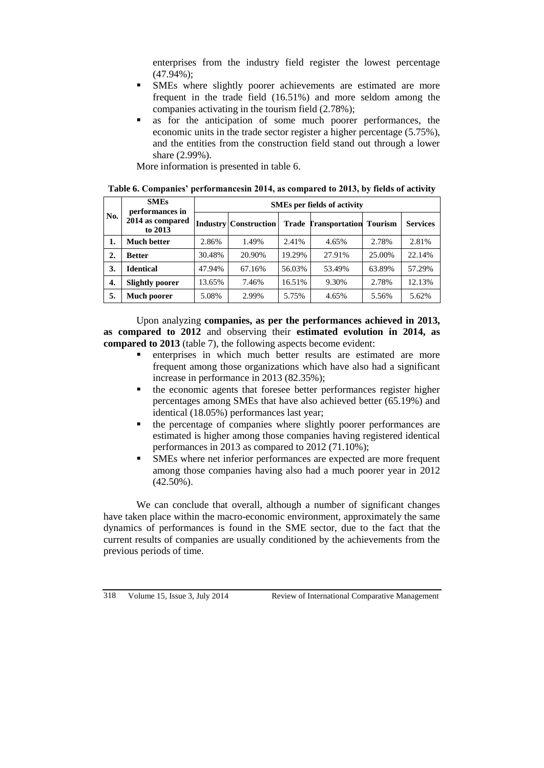enterprises from the industry field register the lowest percentage (47.94%);

- SMEs where slightly poorer achievements are estimated are more frequent in the trade field (16.51%) and more seldom among the companies activating in the tourism field (2.78%);
- as for the anticipation of some much poorer performances, the economic units in the trade sector register a higher percentage (5.75%), and the entities from the construction field stand out through a lower share (2.99%).

More information is presented in table 6.

**Table 6. Companies' performancesin 2014, as compared to 2013, by fields of activity**

| No. | SMEs performances in 2014 as compared to 2013 | SMEs per fields of activity | | | | | |
|---|---|---|---|---|---|---|---|
| | | Industry | Construction | Trade | Transportation | Tourism | Services |
| **1.** | **Much better** | 2.86% | 1.49% | 2.41% | 4.65% | 2.78% | 2.81% |
| **2.** | **Better** | 30.48% | 20.90% | 19.29% | 27.91% | 25.00% | 22.14% |
| **3.** | **Identical** | 47.94% | 67.16% | 56.03% | 53.49% | 63.89% | 57.29% |
| **4.** | **Slightly poorer** | 13.65% | 7.46% | 16.51% | 9.30% | 2.78% | 12.13% |
| **5.** | **Much poorer** | 5.08% | 2.99% | 5.75% | 4.65% | 5.56% | 5.62% |

Upon analyzing **companies, as per the performances achieved in 2013, as compared to 2012** and observing their **estimated evolution in 2014, as compared to 2013** (table 7), the following aspects become evident:

- enterprises in which much better results are estimated are more frequent among those organizations which have also had a significant increase in performance in 2013 (82.35%);
- the economic agents that foresee better performances register higher percentages among SMEs that have also achieved better (65.19%) and identical (18.05%) performances last year;
- the percentage of companies where slightly poorer performances are estimated is higher among those companies having registered identical performances in 2013 as compared to 2012 (71.10%);
- SMEs where net inferior performances are expected are more frequent among those companies having also had a much poorer year in 2012 (42.50%).

We can conclude that overall, although a number of significant changes have taken place within the macro-economic environment, approximately the same dynamics of performances is found in the SME sector, due to the fact that the current results of companies are usually conditioned by the achievements from the previous periods of time.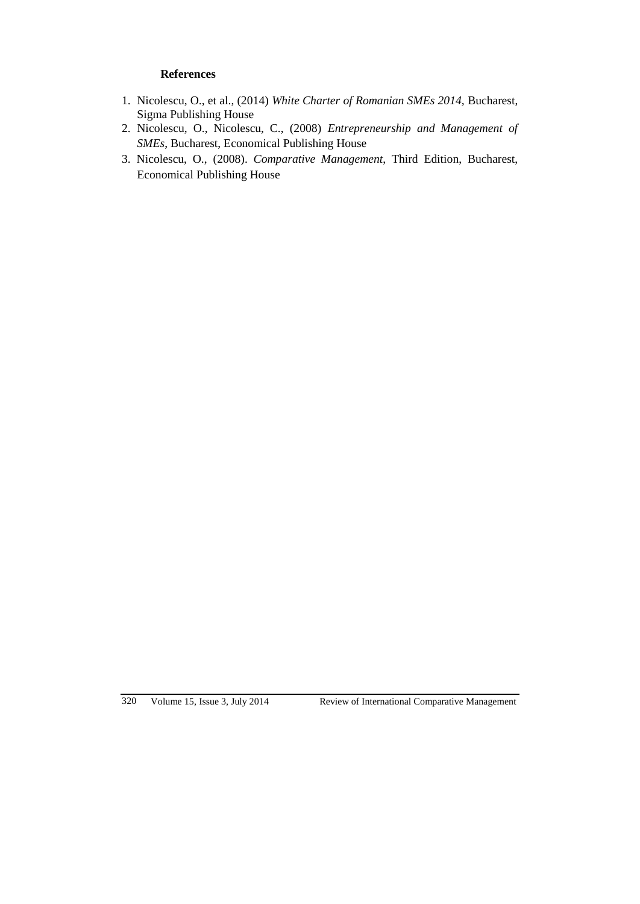**References**

1. Nicolescu, O., et al., (2014) *White Charter of Romanian SMEs 2014*, Bucharest, Sigma Publishing House
2. Nicolescu, O., Nicolescu, C., (2008) *Entrepreneurship and Management of SMEs*, Bucharest, Economical Publishing House
3. Nicolescu, O., (2008). *Comparative Management*, Third Edition, Bucharest, Economical Publishing House